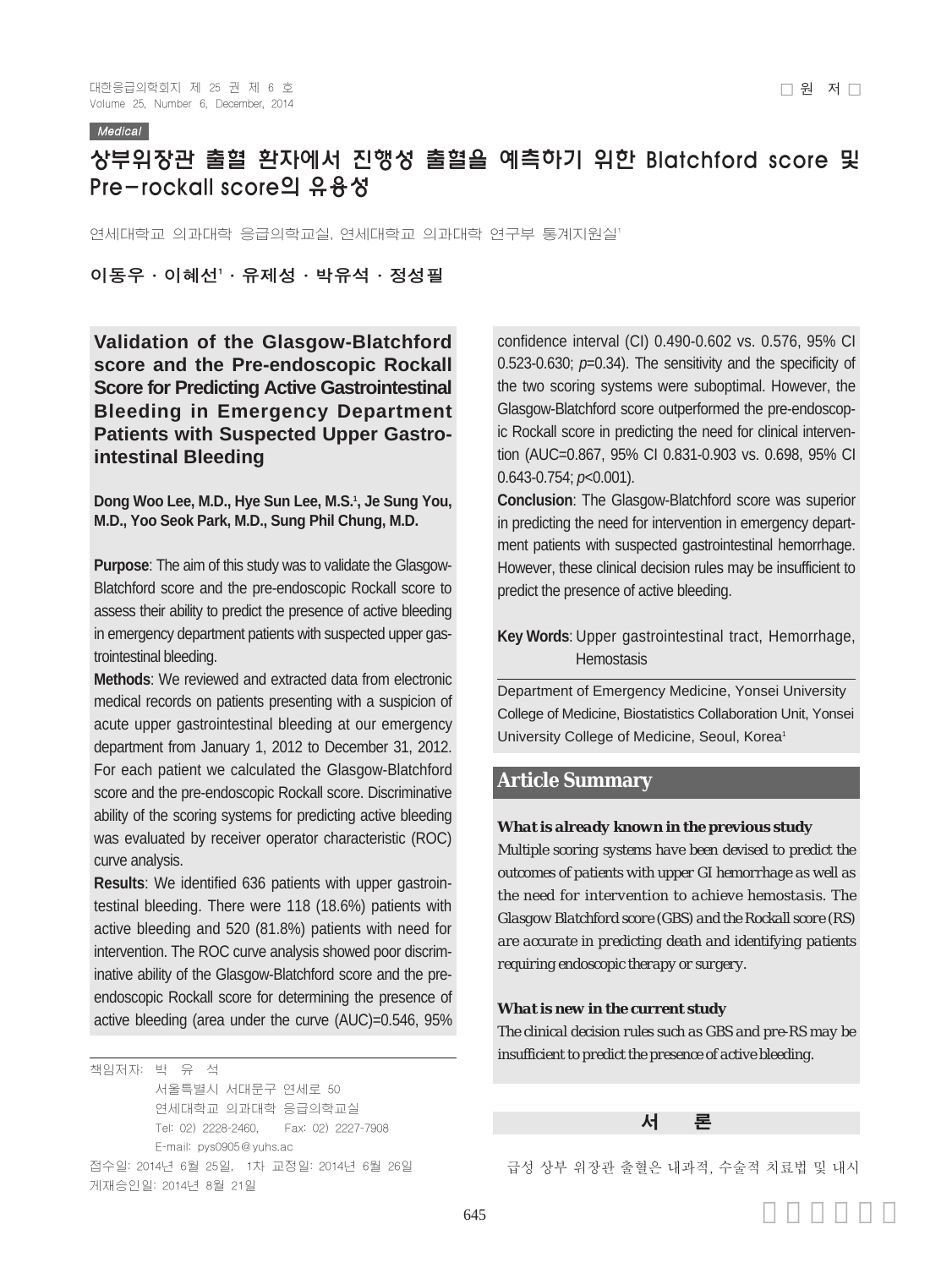□ 원 저 □

Medical

# 상부위장관 출혈 환자에서 진행성 출혈을 예측하기 위한 Blatchford score 및 Pre-rockall score의 유용성

연세대학교 의과대학 응급의학교실, 연세대학교 의과대학 연구부 통계지원실[1]

**이동우 · 이혜선[1] · 유제성 · 박유석 · 정성필**

## Validation of the Glasgow-Blatchford score and the Pre-endoscopic Rockall Score for Predicting Active Gastrointestinal Bleeding in Emergency Department Patients with Suspected Upper Gastrointestinal Bleeding

**Dong Woo Lee, M.D., Hye Sun Lee, M.S.[1], Je Sung You, M.D., Yoo Seok Park, M.D., Sung Phil Chung, M.D.**

**Purpose**: The aim of this study was to validate the Glasgow-Blatchford score and the pre-endoscopic Rockall score to assess their ability to predict the presence of active bleeding in emergency department patients with suspected upper gastrointestinal bleeding.

**Methods**: We reviewed and extracted data from electronic medical records on patients presenting with a suspicion of acute upper gastrointestinal bleeding at our emergency department from January 1, 2012 to December 31, 2012. For each patient we calculated the Glasgow-Blatchford score and the pre-endoscopic Rockall score. Discriminative ability of the scoring systems for predicting active bleeding was evaluated by receiver operator characteristic (ROC) curve analysis.

**Results**: We identified 636 patients with upper gastrointestinal bleeding. There were 118 (18.6%) patients with active bleeding and 520 (81.8%) patients with need for intervention. The ROC curve analysis showed poor discriminative ability of the Glasgow-Blatchford score and the pre-endoscopic Rockall score for determining the presence of active bleeding (area under the curve (AUC)=0.546, 95% confidence interval (CI) 0.490-0.602 vs. 0.576, 95% CI 0.523-0.630; $p$=0.34). The sensitivity and the specificity of the two scoring systems were suboptimal. However, the Glasgow-Blatchford score outperformed the pre-endoscopic Rockall score in predicting the need for clinical intervention (AUC=0.867, 95% CI 0.831-0.903 vs. 0.698, 95% CI 0.643-0.754; $p$<0.001).

**Conclusion**: The Glasgow-Blatchford score was superior in predicting the need for intervention in emergency department patients with suspected gastrointestinal hemorrhage. However, these clinical decision rules may be insufficient to predict the presence of active bleeding.

**Key Words**: Upper gastrointestinal tract, Hemorrhage, Hemostasis

Department of Emergency Medicine, Yonsei University College of Medicine, Biostatistics Collaboration Unit, Yonsei University College of Medicine, Seoul, Korea[1]

### Article Summary

***What is already known in the previous study***

Multiple scoring systems have been devised to predict the outcomes of patients with upper GI hemorrhage as well as the need for intervention to achieve hemostasis. The Glasgow Blatchford score (GBS) and the Rockall score (RS) are accurate in predicting death and identifying patients requiring endoscopic therapy or surgery.

***What is new in the current study***

The clinical decision rules such as GBS and pre-RS may be insufficient to predict the presence of active bleeding.

책임저자: 박 유 석
서울특별시 서대문구 연세로 50
연세대학교 의과대학 응급의학교실
Tel: 02) 2228-2460, Fax: 02) 2227-7908
E-mail: pys0905@yuhs.ac

접수일: 2014년 6월 25일, 1차 교정일: 2014년 6월 26일
게재승인일: 2014년 8월 21일

## 서 론

급성 상부 위장관 출혈은 내과적, 수술적 치료법 및 내시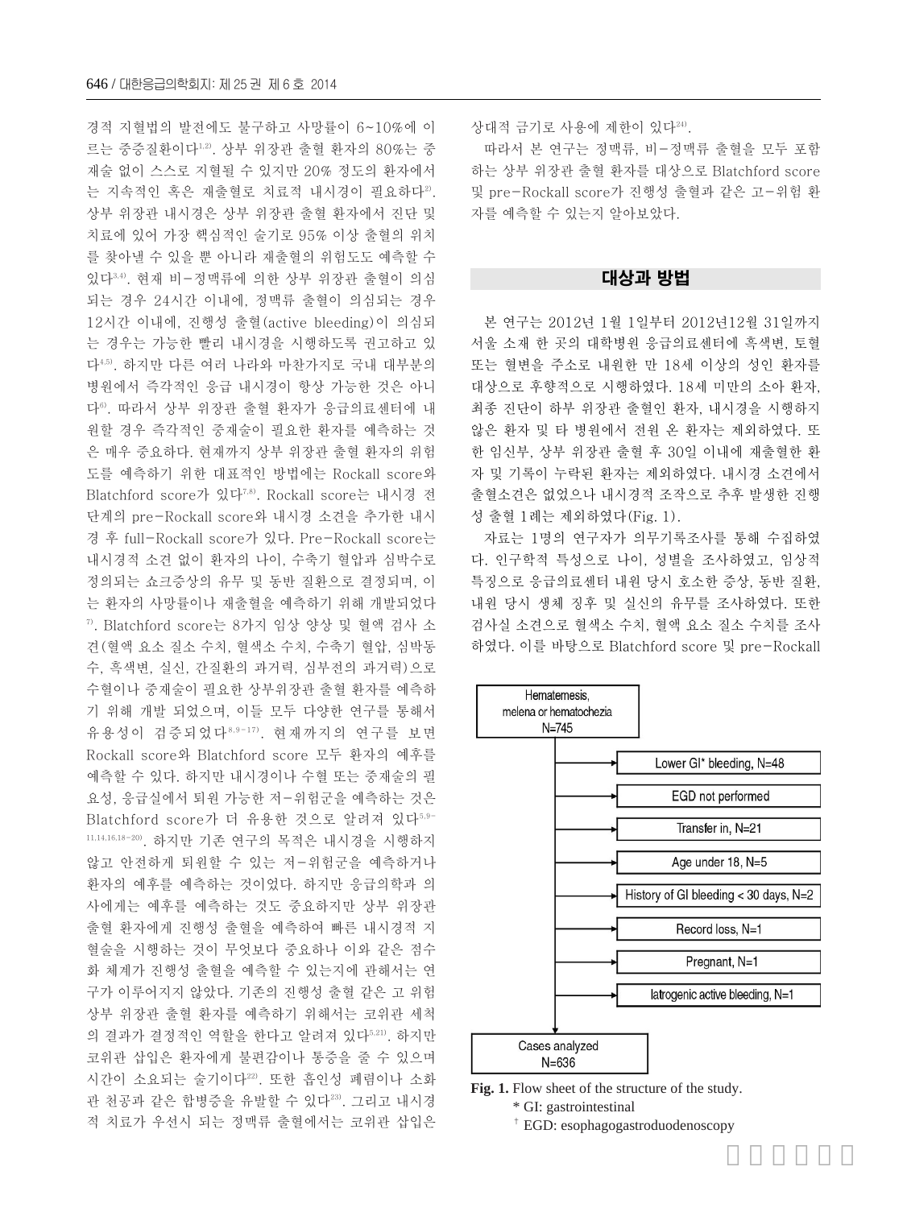경적 지혈법의 발전에도 불구하고 사망률이 6~10%에 이르는 중증질환이다[1,2]. 상부 위장관 출혈 환자의 80%는 중재술 없이 스스로 지혈될 수 있지만 20% 정도의 환자에서는 지속적인 혹은 재출혈로 치료적 내시경이 필요하다[3]. 상부 위장관 내시경은 상부 위장관 출혈 환자에서 진단 및 치료에 있어 가장 핵심적인 술기로 95% 이상 출혈의 위치를 찾아낼 수 있을 뿐 아니라 재출혈의 위험도도 예측할 수 있다[3,4]. 현재 비-정맥류에 의한 상부 위장관 출혈이 의심되는 경우 24시간 이내에, 정맥류 출혈이 의심되는 경우 12시간 이내에, 진행성 출혈(active bleeding)이 의심되는 경우는 가능한 빨리 내시경을 시행하도록 권고하고 있다[4,5]. 하지만 다른 여러 나라와 마찬가지로 국내 대부분의 병원에서 즉각적인 응급 내시경이 항상 가능한 것은 아니다[6]. 따라서 상부 위장관 출혈 환자가 응급의료센터에 내원할 경우 즉각적인 중재술이 필요한 환자를 예측하는 것은 매우 중요하다. 현재까지 상부 위장관 출혈 환자의 위험도를 예측하기 위한 대표적인 방법에는 Rockall score와 Blatchford score가 있다[7,8]. Rockall score는 내시경 전 단계의 pre-Rockall score와 내시경 소견을 추가한 내시경 후 full-Rockall score가 있다. Pre-Rockall score는 내시경적 소견 없이 환자의 나이, 수축기 혈압과 심박수로 정의되는 쇼크증상의 유무 및 동반 질환으로 결정되며, 이는 환자의 사망률이나 재출혈을 예측하기 위해 개발되었다[7]. Blatchford score는 8가지 임상 양상 및 혈액 검사 소견(혈액 요소 질소 수치, 혈색소 수치, 수축기 혈압, 심박동수, 흑색변, 실신, 간질환의 과거력, 심부전의 과거력)으로 수혈이나 중재술이 필요한 상부위장관 출혈 환자를 예측하기 위해 개발 되었으며, 이들 모두 다양한 연구를 통해서 유용성이 검증되었다[8,9-17]. 현재까지의 연구를 보면 Rockall score와 Blatchford score 모두 환자의 예후를 예측할 수 있다. 하지만 내시경이나 수혈 또는 중재술의 필요성, 응급실에서 퇴원 가능한 저-위험군을 예측하는 것은 Blatchford score가 더 유용한 것으로 알려져 있다[5,9-11,14,16,18-20]. 하지만 기존 연구의 목적은 내시경을 시행하지 않고 안전하게 퇴원할 수 있는 저-위험군을 예측하거나 환자의 예후를 예측하는 것이었다. 하지만 응급의학과 의사에게는 예후를 예측하는 것도 중요하지만 상부 위장관 출혈 환자에게 진행성 출혈을 예측하여 빠른 내시경적 지혈술을 시행하는 것이 무엇보다 중요하나 이와 같은 점수화 체계가 진행성 출혈을 예측할 수 있는지에 관해서는 연구가 이루어지지 않았다. 기존의 진행성 출혈 같은 고 위험 상부 위장관 출혈 환자를 예측하기 위해서는 코위관 세척의 결과가 결정적인 역할을 한다고 알려져 있다[5,21]. 하지만 코위관 삽입은 환자에게 불편감이나 통증을 줄 수 있으며 시간이 소요되는 술기이다[22]. 또한 흡인성 폐렴이나 소화관 천공과 같은 합병증을 유발할 수 있다[23]. 그리고 내시경적 치료가 우선시 되는 정맥류 출혈에서는 코위관 삽입은 상대적 금기로 사용에 제한이 있다[24].

따라서 본 연구는 정맥류, 비-정맥류 출혈을 모두 포함하는 상부 위장관 출혈 환자를 대상으로 Blatchford score 및 pre-Rockall score가 진행성 출혈과 같은 고-위험 환자를 예측할 수 있는지 알아보았다.

## 대상과 방법

본 연구는 2012년 1월 1일부터 2012년12월 31일까지 서울 소재 한 곳의 대학병원 응급의료센터에 흑색변, 토혈 또는 혈변을 주소로 내원한 만 18세 이상의 성인 환자를 대상으로 후향적으로 시행하였다. 18세 미만의 소아 환자, 최종 진단이 하부 위장관 출혈인 환자, 내시경을 시행하지 않은 환자 및 타 병원에서 전원 온 환자는 제외하였다. 또한 임신부, 상부 위장관 출혈 후 30일 이내에 재출혈한 환자 및 기록이 누락된 환자는 제외하였다. 내시경 소견에서 출혈소견은 없었으나 내시경적 조작으로 추후 발생한 진행성 출혈 1례는 제외하였다(Fig. 1).

자료는 1명의 연구자가 의무기록조사를 통해 수집하였다. 인구학적 특성으로 나이, 성별을 조사하였고, 임상적 특징으로 응급의료센터 내원 당시 호소한 증상, 동반 질환, 내원 당시 생체 징후 및 실신의 유무를 조사하였다. 또한 검사실 소견으로 혈색소 수치, 혈액 요소 질소 수치를 조사하였다. 이를 바탕으로 Blatchford score 및 pre-Rockall

Hematemesis, melena or hematochezia N=745
- Lower GI* bleeding, N=48
- EGD not performed
- Transfer in, N=21
- Age under 18, N=5
- History of GI bleeding < 30 days, N=2
- Record loss, N=1
- Pregnant, N=1
- Iatrogenic active bleeding, N=1

Cases analyzed N=636

**Fig. 1.** Flow sheet of the structure of the study.
* GI: gastrointestinal
† EGD: esophagogastroduodenoscopy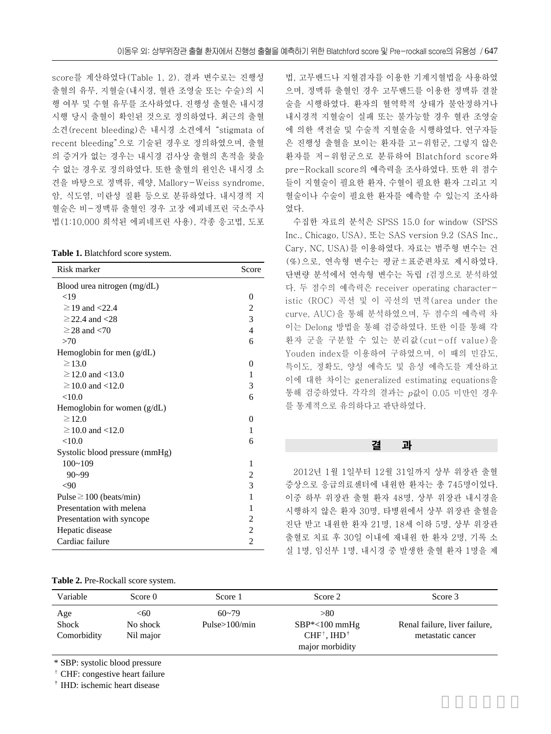score를 계산하였다(Table 1, 2). 결과 변수로는 진행성 출혈의 유무, 지혈술(내시경, 혈관 조영술 또는 수술)의 시행 여부 및 수혈 유무를 조사하였다. 진행성 출혈은 내시경 시행 당시 출혈이 확인된 것으로 정의하였다. 최근의 출혈 소견(recent bleeding)은 내시경 소견에서 "stigmata of recent bleeding"으로 기술된 경우로 정의하였으며, 출혈의 증거가 없는 경우는 내시경 검사상 출혈의 흔적을 찾을 수 없는 경우로 정의하였다. 또한 출혈의 원인은 내시경 소견을 바탕으로 정맥류, 궤양, Mallory-Weiss syndrome, 암, 식도염, 미란성 질환 등으로 분류하였다. 내시경적 지혈술은 비-정맥류 출혈인 경우 고장 에피네프린 국소주사법(1:10,000 희석된 에피네프린 사용), 각종 응고법, 도포법, 고무밴드나 지혈겸자를 이용한 기계지혈법을 사용하였으며, 정맥류 출혈인 경우 고무밴드를 이용한 정맥류 결찰술을 시행하였다. 환자의 혈역학적 상태가 불안정하거나 내시경적 지혈술이 실패 또는 불가능할 경우 혈관 조영술에 의한 색전술 및 수술적 지혈술을 시행하였다. 연구자들은 진행성 출혈을 보이는 환자를 고-위험군, 그렇지 않은 환자를 저-위험군으로 분류하여 Blatchford score와 pre-Rockall score의 예측력을 조사하였다. 또한 위 점수들이 지혈술이 필요한 환자, 수혈이 필요한 환자 그리고 지혈술이나 수술이 필요한 환자를 예측할 수 있는지 조사하였다.

수집한 자료의 분석은 SPSS 15.0 for window (SPSS Inc., Chicago, USA), 또는 SAS version 9.2 (SAS Inc., Cary, NC, USA)를 이용하였다. 자료는 범주형 변수는 건(%)으로, 연속형 변수는 평균±표준편차로 제시하였다. 단변량 분석에서 연속형 변수는 독립 $t$검정으로 분석하였다. 두 점수의 예측력은 receiver operating characteristic (ROC) 곡선 및 이 곡선의 면적(area under the curve, AUC)을 통해 분석하였으며, 두 점수의 예측력 차이는 Delong 방법을 통해 검증하였다. 또한 이를 통해 각 환자 군을 구분할 수 있는 분리값(cut-off value)을 Youden index를 이용하여 구하였으며, 이 때의 민감도, 특이도, 정확도, 양성 예측도 및 음성 예측도를 계산하고 이에 대한 차이는 generalized estimating equations을 통해 검증하였다. 각각의 결과는 $p$값이 0.05 미만인 경우를 통계적으로 유의하다고 판단하였다.

**Table 1.** Blatchford score system.

| Risk marker | Score |
|---|---|
| Blood urea nitrogen (mg/dL) | |
| <19 | 0 |
| ≥19 and <22.4 | 2 |
| ≥22.4 and <28 | 3 |
| ≥28 and <70 | 4 |
| >70 | 6 |
| Hemoglobin for men (g/dL) | |
| ≥13.0 | 0 |
| ≥12.0 and <13.0 | 1 |
| ≥10.0 and <12.0 | 3 |
| <10.0 | 6 |
| Hemoglobin for women (g/dL) | |
| ≥12.0 | 0 |
| ≥10.0 and <12.0 | 1 |
| <10.0 | 6 |
| Systolic blood pressure (mmHg) | |
| 100~109 | 1 |
| 90~99 | 2 |
| <90 | 3 |
| Pulse≥100 (beats/min) | 1 |
| Presentation with melena | 1 |
| Presentation with syncope | 2 |
| Hepatic disease | 2 |
| Cardiac failure | 2 |

## 결 과

2012년 1월 1일부터 12월 31일까지 상부 위장관 출혈 증상으로 응급의료센터에 내원한 환자는 총 745명이었다. 이중 하부 위장관 출혈 환자 48명, 상부 위장관 내시경을 시행하지 않은 환자 30명, 타병원에서 상부 위장관 출혈을 진단 받고 내원한 환자 21명, 18세 이하 5명, 상부 위장관 출혈로 치료 후 30일 이내에 재내원 한 환자 2명, 기록 소실 1명, 임신부 1명, 내시경 중 발생한 출혈 환자 1명을 제

**Table 2.** Pre-Rockall score system.

| Variable | Score 0 | Score 1 | Score 2 | Score 3 |
|---|---|---|---|---|
| Age | <60 | 60~79 | >80 | |
| Shock | No shock | Pulse>100/min | SBP*<100 mmHg | Renal failure, liver failure, metastatic cancer |
| Comorbidity | Nil major | | CHF[†], IHD[‡] major morbidity | |

* SBP: systolic blood pressure
[†] CHF: congestive heart failure
[‡] IHD: ischemic heart disease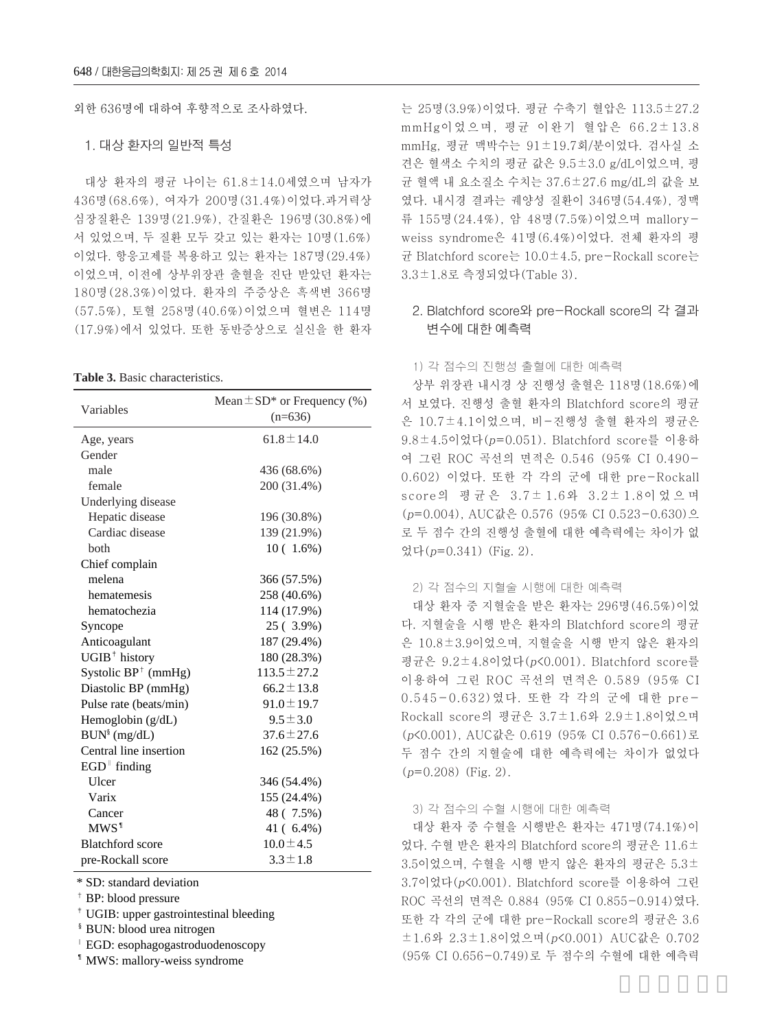외한 636명에 대하여 후향적으로 조사하였다.

### 1. 대상 환자의 일반적 특성

대상 환자의 평균 나이는 61.8±14.0세였으며 남자가 436명(68.6%), 여자가 200명(31.4%)이었다.과거력상 심장질환은 139명(21.9%), 간질환은 196명(30.8%)에서 있었으며, 두 질환 모두 갖고 있는 환자는 10명(1.6%)이었다. 항응고제를 복용하고 있는 환자는 187명(29.4%)이었으며, 이전에 상부위장관 출혈을 진단 받았던 환자는 180명(28.3%)이었다. 환자의 주증상은 흑색변 366명(57.5%), 토혈 258명(40.6%)이었으며 혈변은 114명(17.9%)에서 있었다. 또한 동반증상으로 실신을 한 환자는 25명(3.9%)이었다. 평균 수축기 혈압은 113.5±27.2 mmHg이었으며, 평균 이완기 혈압은 66.2±13.8 mmHg, 평균 맥박수는 91±19.7회/분이었다. 검사실 소견은 혈색소 수치의 평균 값은 9.5±3.0 g/dL이었으며, 평균 혈액 내 요소질소 수치는 37.6±27.6 mg/dL의 값을 보였다. 내시경 결과는 궤양성 질환이 346명(54.4%), 정맥류 155명(24.4%), 암 48명(7.5%)이었으며 mallory-weiss syndrome은 41명(6.4%)이었다. 전체 환자의 평균 Blatchford score는 10.0±4.5, pre-Rockall score는 3.3±1.8로 측정되었다(Table 3).

**Table 3.** Basic characteristics.

| Variables | Mean±SD* or Frequency (%) (n=636) |
|---|---|
| Age, years | 61.8±14.0 |
| Gender | |
| male | 436 (68.6%) |
| female | 200 (31.4%) |
| Underlying disease | |
| Hepatic disease | 196 (30.8%) |
| Cardiac disease | 139 (21.9%) |
| both | 10 ( 1.6%) |
| Chief complain | |
| melena | 366 (57.5%) |
| hematemesis | 258 (40.6%) |
| hematochezia | 114 (17.9%) |
| Syncope | 25 ( 3.9%) |
| Anticoagulant | 187 (29.4%) |
| UGIB[†] history | 180 (28.3%) |
| Systolic BP[†] (mmHg) | 113.5±27.2 |
| Diastolic BP (mmHg) | 66.2±13.8 |
| Pulse rate (beats/min) | 91.0±19.7 |
| Hemoglobin (g/dL) | 9.5±3.0 |
| BUN[§] (mg/dL) | 37.6±27.6 |
| Central line insertion | 162 (25.5%) |
| EGD[∥] finding | |
| Ulcer | 346 (54.4%) |
| Varix | 155 (24.4%) |
| Cancer | 48 ( 7.5%) |
| MWS[¶] | 41 ( 6.4%) |
| Blatchford score | 10.0±4.5 |
| pre-Rockall score | 3.3±1.8 |

* SD: standard deviation
[†] BP: blood pressure
[†] UGIB: upper gastrointestinal bleeding
[§] BUN: blood urea nitrogen
[∥] EGD: esophagogastroduodenoscopy
[¶] MWS: mallory-weiss syndrome

### 2. Blatchford score와 pre-Rockall score의 각 결과 변수에 대한 예측력

#### 1) 각 점수의 진행성 출혈에 대한 예측력

상부 위장관 내시경 상 진행성 출혈은 118명(18.6%)에서 보였다. 진행성 출혈 환자의 Blatchford score의 평균은 10.7±4.1이었으며, 비-진행성 출혈 환자의 평균은 9.8±4.5이었다($p$=0.051). Blatchford score를 이용하여 그린 ROC 곡선의 면적은 0.546 (95% CI 0.490-0.602) 이었다. 또한 각 각의 군에 대한 pre-Rockall score의 평균은 3.7±1.6와 3.2±1.8이었으며 ($p$=0.004), AUC값은 0.576 (95% CI 0.523-0.630)으로 두 점수 간의 진행성 출혈에 대한 예측력에는 차이가 없었다($p$=0.341) (Fig. 2).

#### 2) 각 점수의 지혈술 시행에 대한 예측력

대상 환자 중 지혈술을 받은 환자는 296명(46.5%)이었다. 지혈술을 시행 받은 환자의 Blatchford score의 평균은 10.8±3.9이었으며, 지혈술을 시행 받지 않은 환자의 평균은 9.2±4.8이었다($p$<0.001). Blatchford score를 이용하여 그린 ROC 곡선의 면적은 0.589 (95% CI 0.545-0.632)였다. 또한 각 각의 군에 대한 pre-Rockall score의 평균은 3.7±1.6와 2.9±1.8이었으며 ($p$<0.001), AUC값은 0.619 (95% CI 0.576-0.661)로 두 점수 간의 지혈술에 대한 예측력에는 차이가 없었다 ($p$=0.208) (Fig. 2).

#### 3) 각 점수의 수혈 시행에 대한 예측력

대상 환자 중 수혈을 시행받은 환자는 471명(74.1%)이었다. 수혈 받은 환자의 Blatchford score의 평균은 11.6±3.5이었으며, 수혈을 시행 받지 않은 환자의 평균은 5.3±3.7이었다($p$<0.001). Blatchford score를 이용하여 그린 ROC 곡선의 면적은 0.884 (95% CI 0.855-0.914)였다. 또한 각 각의 군에 대한 pre-Rockall score의 평균은 3.6±1.6와 2.3±1.8이었으며($p$<0.001) AUC값은 0.702 (95% CI 0.656-0.749)로 두 점수의 수혈에 대한 예측력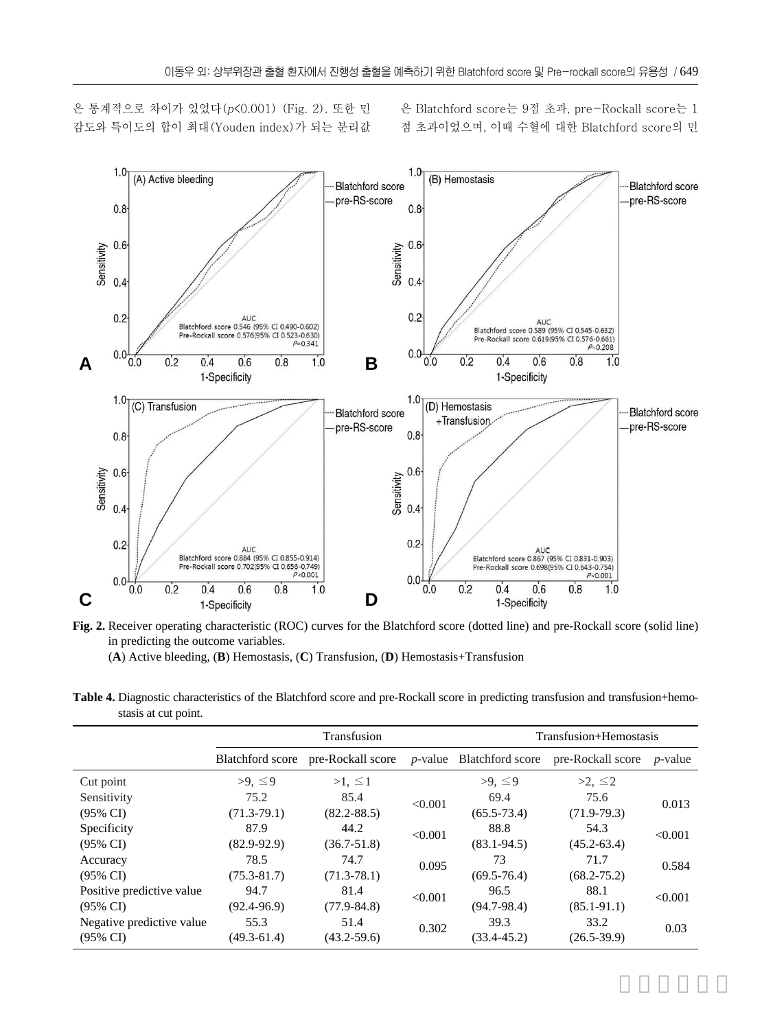은 통계적으로 차이가 있었다($p<0.001$) (Fig. 2). 또한 민감도와 특이도의 합이 최대(Youden index)가 되는 분리값은 Blatchford score는 9점 초과, pre-Rockall score는 1점 초과이었으며, 이때 수혈에 대한 Blatchford score의 민

**Fig. 2.** Receiver operating characteristic (ROC) curves for the Blatchford score (dotted line) and pre-Rockall score (solid line) in predicting the outcome variables.
(**A**) Active bleeding, (**B**) Hemostasis, (**C**) Transfusion, (**D**) Hemostasis+Transfusion

**Table 4.** Diagnostic characteristics of the Blatchford score and pre-Rockall score in predicting transfusion and transfusion+hemostasis at cut point.

| | Transfusion | | | Transfusion+Hemostasis | | |
|---|---|---|---|---|---|---|
| | Blatchford score | pre-Rockall score | *p*-value | Blatchford score | pre-Rockall score | *p*-value |
| Cut point | >9, ≤9 | >1, ≤1 | | >9, ≤9 | >2, ≤2 | |
| Sensitivity (95% CI) | 75.2 (71.3-79.1) | 85.4 (82.2-88.5) | <0.001 | 69.4 (65.5-73.4) | 75.6 (71.9-79.3) | 0.013 |
| Specificity (95% CI) | 87.9 (82.9-92.9) | 44.2 (36.7-51.8) | <0.001 | 88.8 (83.1-94.5) | 54.3 (45.2-63.4) | <0.001 |
| Accuracy (95% CI) | 78.5 (75.3-81.7) | 74.7 (71.3-78.1) | 0.095 | 73 (69.5-76.4) | 71.7 (68.2-75.2) | 0.584 |
| Positive predictive value (95% CI) | 94.7 (92.4-96.9) | 81.4 (77.9-84.8) | <0.001 | 96.5 (94.7-98.4) | 88.1 (85.1-91.1) | <0.001 |
| Negative predictive value (95% CI) | 55.3 (49.3-61.4) | 51.4 (43.2-59.6) | 0.302 | 39.3 (33.4-45.2) | 33.2 (26.5-39.9) | 0.03 |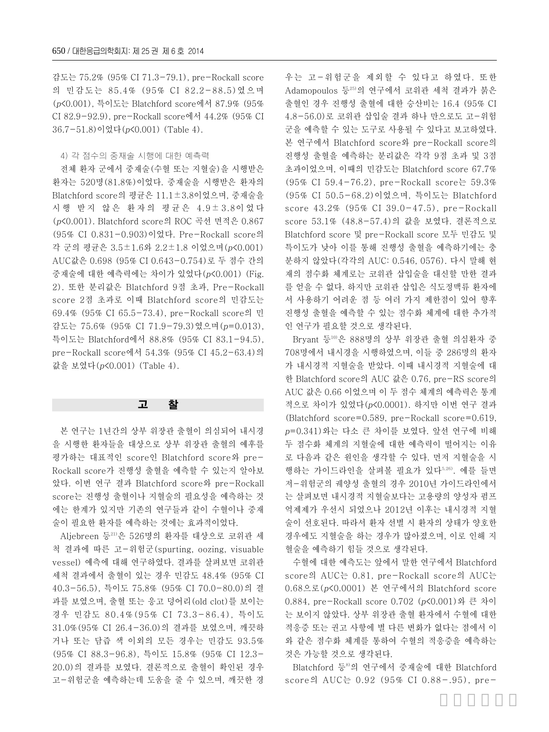감도는 75.2% (95% CI 71.3-79.1), pre-Rockall score의 민감도는 85.4% (95% CI 82.2-88.5)였으며 ($p<0.001$), 특이도는 Blatchford score에서 87.9% (95% CI 82.9-92.9), pre-Rockall score에서 44.2% (95% CI 36.7-51.8)이었다($p<0.001$) (Table 4).

4) 각 점수의 중재술 시행에 대한 예측력

전체 환자 군에서 중재술(수혈 또는 지혈술)을 시행받은 환자는 520명(81.8%)이었다. 중재술을 시행받은 환자의 Blatchford score의 평균은 11.1±3.8이었으며, 중재술을 시행 받지 않은 환자의 평균은 4.9±3.8이었다 ($p<0.001$). Blatchford score의 ROC 곡선 면적은 0.867 (95% CI 0.831-0.903)이었다. Pre-Rockall score의 각 군의 평균은 3.5±1.6와 2.2±1.8 이었으며($p<0.001$) AUC값은 0.698 (95% CI 0.643-0.754)로 두 점수 간의 중재술에 대한 예측력에는 차이가 있었다($p<0.001$) (Fig. 2). 또한 분리값은 Blatchford 9점 초과, Pre-Rockall score 2점 초과로 이때 Blatchford score의 민감도는 69.4% (95% CI 65.5-73.4), pre-Rockall score의 민감도는 75.6% (95% CI 71.9-79.3)였으며($p=0.013$), 특이도는 Blatchford에서 88.8% (95% CI 83.1-94.5), pre-Rockall score에서 54.3% (95% CI 45.2-63.4)의 값을 보였다($p<0.001$) (Table 4).

## 고 찰

본 연구는 1년간의 상부 위장관 출혈이 의심되어 내시경을 시행한 환자들을 대상으로 상부 위장관 출혈의 예후를 평가하는 대표적인 score인 Blatchford score와 pre-Rockall score가 진행성 출혈을 예측할 수 있는지 알아보았다. 이번 연구 결과 Blatchford score와 pre-Rockall score는 진행성 출혈이나 지혈술의 필요성을 예측하는 것에는 한계가 있지만 기존의 연구들과 같이 수혈이나 중재술이 필요한 환자를 예측하는 것에는 효과적이었다.

Aljebreen 등[21]은 526명의 환자를 대상으로 코위관 세척 결과에 따른 고-위험군(spurting, oozing, visuable vessel) 예측에 대해 연구하였다. 결과를 살펴보면 코위관 세척 결과에서 출혈이 있는 경우 민감도 48.4% (95% CI 40.3-56.5), 특이도 75.8% (95% CI 70.0-80.0)의 결과를 보였으며, 출혈 또는 응고 덩어리(old clot)를 보이는 경우 민감도 80.4%(95% CI 73.3-86.4), 특이도 31.0%(95% CI 26.4-36.0)의 결과를 보였으며, 깨끗하거나 또는 담즙 색 이외의 모든 경우는 민감도 93.5% (95% CI 88.3-96.8), 특이도 15.8% (95% CI 12.3-20.0)의 결과를 보였다. 결론적으로 출혈이 확인된 경우 고-위험군을 예측하는데 도움을 줄 수 있으며, 깨끗한 경우는 고-위험군을 제외할 수 있다고 하였다. 또한 Adamopoulos 등[25]의 연구에서 코위관 세척 결과가 붉은 출혈인 경우 진행성 출혈에 대한 승산비는 16.4 (95% CI 4.8-56.0)로 코위관 삽입술 결과 하나 만으로도 고-위험군을 예측할 수 있는 도구로 사용될 수 있다고 보고하였다. 본 연구에서 Blatchford score와 pre-Rockall score의 진행성 출혈을 예측하는 분리값은 각각 9점 초과 및 3점 초과이었으며, 이때의 민감도는 Blatchford score 67.7% (95% CI 59.4-76.2), pre-Rockall score는 59.3% (95% CI 50.5-68.2)이었으며, 특이도는 Blatchford score 43.2% (95% CI 39.0-47.5), pre-Rockall score 53.1% (48.8-57.4)의 값을 보였다. 결론적으로 Blatchford score 및 pre-Rockall score 모두 민감도 및 특이도가 낮아 이를 통해 진행성 출혈을 예측하기에는 충분하지 않았다(각각의 AUC: 0.546, 0576). 다시 말해 현재의 점수화 체계로는 코위관 삽입술을 대신할 만한 결과를 얻을 수 없다. 하지만 코위관 삽입은 식도정맥류 환자에서 사용하기 어려운 점 등 여러 가지 제한점이 있어 향후 진행성 출혈을 예측할 수 있는 점수화 체계에 대한 추가적인 연구가 필요할 것으로 생각된다.

Bryant 등[10]은 888명의 상부 위장관 출혈 의심환자 중 708명에서 내시경을 시행하였으며, 이들 중 286명의 환자가 내시경적 지혈술을 받았다. 이때 내시경적 지혈술에 대한 Blatchford score의 AUC 값은 0.76, pre-RS score의 AUC 값은 0.66 이었으며 이 두 점수 체계의 예측력은 통계적으로 차이가 있었다($p<0.0001$). 하지만 이번 연구 결과 (Blatchford score=0.589, pre-Rockall score=0.619, $p=0.341$)와는 다소 큰 차이를 보였다. 앞선 연구에 비해 두 점수화 체계의 지혈술에 대한 예측력이 떨어지는 이유로 다음과 같은 원인을 생각할 수 있다. 먼저 지혈술을 시행하는 가이드라인을 살펴볼 필요가 있다[5,26]. 예를 들면 저-위험군의 궤양성 출혈의 경우 2010년 가이드라인에서는 살펴보면 내시경적 지혈술보다는 고용량의 양성자 펌프 억제제가 우선시 되었으나 2012년 이후는 내시경적 지혈술이 선호된다. 따라서 환자 선별 시 환자의 상태가 양호한 경우에도 지혈술을 하는 경우가 많아졌으며, 이로 인해 지혈술을 예측하기 힘들 것으로 생각된다.

수혈에 대한 예측도는 앞에서 말한 연구에서 Blatchford score의 AUC는 0.81, pre-Rockall score의 AUC는 0.68으로($p<0.0001$) 본 연구에서의 Blatchford score 0.884, pre-Rockall score 0.702 ($p<0.001$)와 큰 차이는 보이지 않았다. 상부 위장관 출혈 환자에서 수혈에 대한 적응증 또는 권고 사항에 별 다른 변화가 없다는 점에서 이와 같은 점수화 체계를 통하여 수혈의 적응증을 예측하는 것은 가능할 것으로 생각된다.

Blatchford 등[8]의 연구에서 중재술에 대한 Blatchford score의 AUC는 0.92 (95% CI 0.88-.95), pre-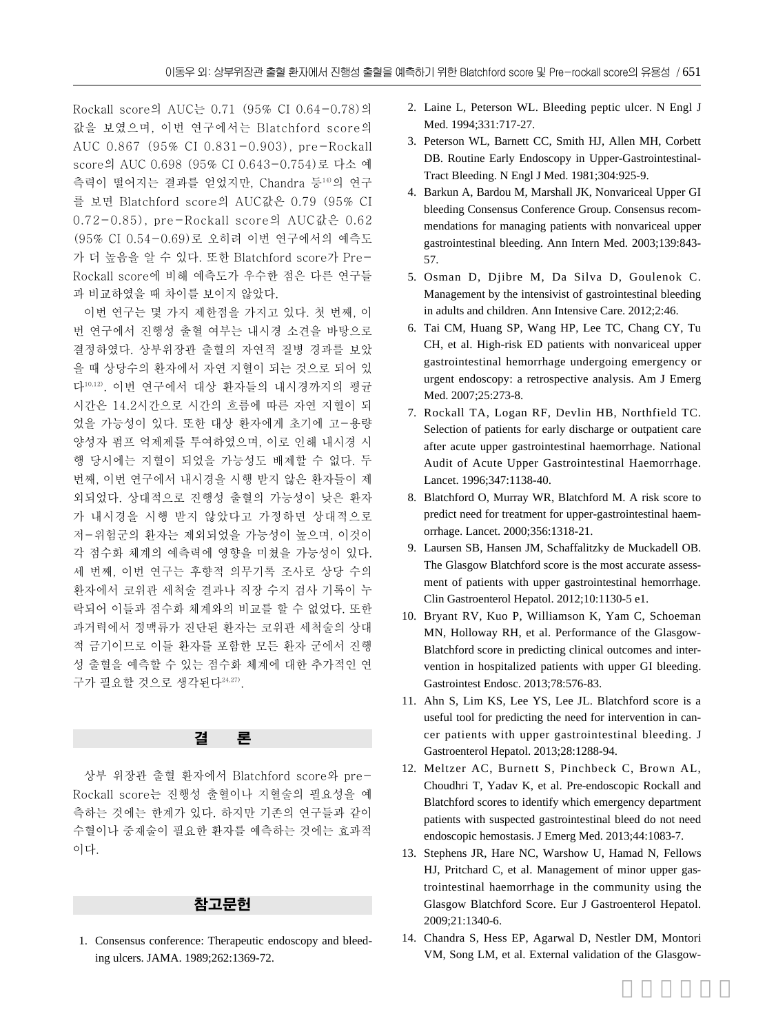Rockall score의 AUC는 0.71 (95% CI 0.64−0.78)의 값을 보였으며, 이번 연구에서는 Blatchford score의 AUC 0.867 (95% CI 0.831−0.903), pre−Rockall score의 AUC 0.698 (95% CI 0.643−0.754)로 다소 예측력이 떨어지는 결과를 얻었지만, Chandra 등[14]의 연구를 보면 Blatchford score의 AUC값은 0.79 (95% CI 0.72−0.85), pre−Rockall score의 AUC값은 0.62 (95% CI 0.54−0.69)로 오히려 이번 연구에서의 예측도가 더 높음을 알 수 있다. 또한 Blatchford score가 Pre−Rockall score에 비해 예측도가 우수한 점은 다른 연구들과 비교하였을 때 차이를 보이지 않았다.

이번 연구는 몇 가지 제한점을 가지고 있다. 첫 번째, 이번 연구에서 진행성 출혈 여부는 내시경 소견을 바탕으로 결정하였다. 상부위장관 출혈의 자연적 질병 경과를 보았을 때 상당수의 환자에서 자연 지혈이 되는 것으로 되어 있다[10,12]. 이번 연구에서 대상 환자들의 내시경까지의 평균 시간은 14.2시간으로 시간의 흐름에 따른 자연 지혈이 되었을 가능성이 있다. 또한 대상 환자에게 초기에 고−용량 양성자 펌프 억제제를 투여하였으며, 이로 인해 내시경 시행 당시에는 지혈이 되었을 가능성도 배제할 수 없다. 두 번째, 이번 연구에서 내시경을 시행 받지 않은 환자들이 제외되었다. 상대적으로 진행성 출혈의 가능성이 낮은 환자가 내시경을 시행 받지 않았다고 가정하면 상대적으로 저−위험군의 환자는 제외되었을 가능성이 높으며, 이것이 각 점수화 체계의 예측력에 영향을 미쳤을 가능성이 있다. 세 번째, 이번 연구는 후향적 의무기록 조사로 상당 수의 환자에서 코위관 세척술 결과나 직장 수지 검사 기록이 누락되어 이들과 점수화 체계와의 비교를 할 수 없었다. 또한 과거력에서 정맥류가 진단된 환자는 코위관 세척술의 상대적 금기이므로 이들 환자를 포함한 모든 환자 군에서 진행성 출혈을 예측할 수 있는 점수화 체계에 대한 추가적인 연구가 필요할 것으로 생각된다[24,27].

## 결 론

상부 위장관 출혈 환자에서 Blatchford score와 pre−Rockall score는 진행성 출혈이나 지혈술의 필요성을 예측하는 것에는 한계가 있다. 하지만 기존의 연구들과 같이 수혈이나 중재술이 필요한 환자를 예측하는 것에는 효과적이다.

## 참고문헌

1. Consensus conference: Therapeutic endoscopy and bleeding ulcers. JAMA. 1989;262:1369-72.
2. Laine L, Peterson WL. Bleeding peptic ulcer. N Engl J Med. 1994;331:717-27.
3. Peterson WL, Barnett CC, Smith HJ, Allen MH, Corbett DB. Routine Early Endoscopy in Upper-Gastrointestinal-Tract Bleeding. N Engl J Med. 1981;304:925-9.
4. Barkun A, Bardou M, Marshall JK, Nonvariceal Upper GI bleeding Consensus Conference Group. Consensus recommendations for managing patients with nonvariceal upper gastrointestinal bleeding. Ann Intern Med. 2003;139:843-57.
5. Osman D, Djibre M, Da Silva D, Goulenok C. Management by the intensivist of gastrointestinal bleeding in adults and children. Ann Intensive Care. 2012;2:46.
6. Tai CM, Huang SP, Wang HP, Lee TC, Chang CY, Tu CH, et al. High-risk ED patients with nonvariceal upper gastrointestinal hemorrhage undergoing emergency or urgent endoscopy: a retrospective analysis. Am J Emerg Med. 2007;25:273-8.
7. Rockall TA, Logan RF, Devlin HB, Northfield TC. Selection of patients for early discharge or outpatient care after acute upper gastrointestinal haemorrhage. National Audit of Acute Upper Gastrointestinal Haemorrhage. Lancet. 1996;347:1138-40.
8. Blatchford O, Murray WR, Blatchford M. A risk score to predict need for treatment for upper-gastrointestinal haemorrhage. Lancet. 2000;356:1318-21.
9. Laursen SB, Hansen JM, Schaffalitzky de Muckadell OB. The Glasgow Blatchford score is the most accurate assessment of patients with upper gastrointestinal hemorrhage. Clin Gastroenterol Hepatol. 2012;10:1130-5 e1.
10. Bryant RV, Kuo P, Williamson K, Yam C, Schoeman MN, Holloway RH, et al. Performance of the Glasgow-Blatchford score in predicting clinical outcomes and intervention in hospitalized patients with upper GI bleeding. Gastrointest Endosc. 2013;78:576-83.
11. Ahn S, Lim KS, Lee YS, Lee JL. Blatchford score is a useful tool for predicting the need for intervention in cancer patients with upper gastrointestinal bleeding. J Gastroenterol Hepatol. 2013;28:1288-94.
12. Meltzer AC, Burnett S, Pinchbeck C, Brown AL, Choudhri T, Yadav K, et al. Pre-endoscopic Rockall and Blatchford scores to identify which emergency department patients with suspected gastrointestinal bleed do not need endoscopic hemostasis. J Emerg Med. 2013;44:1083-7.
13. Stephens JR, Hare NC, Warshow U, Hamad N, Fellows HJ, Pritchard C, et al. Management of minor upper gastrointestinal haemorrhage in the community using the Glasgow Blatchford Score. Eur J Gastroenterol Hepatol. 2009;21:1340-6.
14. Chandra S, Hess EP, Agarwal D, Nestler DM, Montori VM, Song LM, et al. External validation of the Glasgow-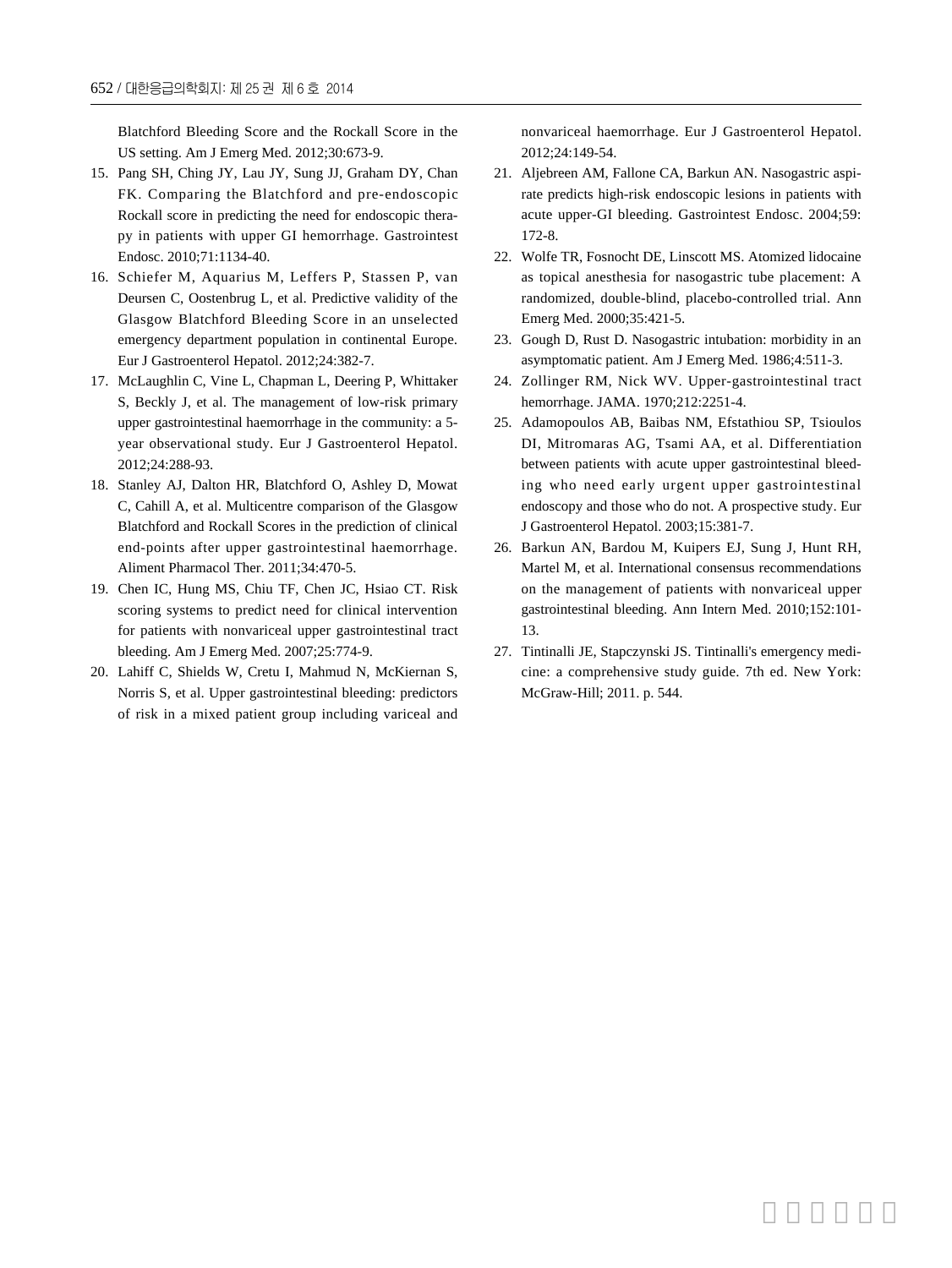Blatchford Bleeding Score and the Rockall Score in the US setting. Am J Emerg Med. 2012;30:673-9.

15. Pang SH, Ching JY, Lau JY, Sung JJ, Graham DY, Chan FK. Comparing the Blatchford and pre-endoscopic Rockall score in predicting the need for endoscopic therapy in patients with upper GI hemorrhage. Gastrointest Endosc. 2010;71:1134-40.
16. Schiefer M, Aquarius M, Leffers P, Stassen P, van Deursen C, Oostenbrug L, et al. Predictive validity of the Glasgow Blatchford Bleeding Score in an unselected emergency department population in continental Europe. Eur J Gastroenterol Hepatol. 2012;24:382-7.
17. McLaughlin C, Vine L, Chapman L, Deering P, Whittaker S, Beckly J, et al. The management of low-risk primary upper gastrointestinal haemorrhage in the community: a 5-year observational study. Eur J Gastroenterol Hepatol. 2012;24:288-93.
18. Stanley AJ, Dalton HR, Blatchford O, Ashley D, Mowat C, Cahill A, et al. Multicentre comparison of the Glasgow Blatchford and Rockall Scores in the prediction of clinical end-points after upper gastrointestinal haemorrhage. Aliment Pharmacol Ther. 2011;34:470-5.
19. Chen IC, Hung MS, Chiu TF, Chen JC, Hsiao CT. Risk scoring systems to predict need for clinical intervention for patients with nonvariceal upper gastrointestinal tract bleeding. Am J Emerg Med. 2007;25:774-9.
20. Lahiff C, Shields W, Cretu I, Mahmud N, McKiernan S, Norris S, et al. Upper gastrointestinal bleeding: predictors of risk in a mixed patient group including variceal and nonvariceal haemorrhage. Eur J Gastroenterol Hepatol. 2012;24:149-54.
21. Aljebreen AM, Fallone CA, Barkun AN. Nasogastric aspirate predicts high-risk endoscopic lesions in patients with acute upper-GI bleeding. Gastrointest Endosc. 2004;59:172-8.
22. Wolfe TR, Fosnocht DE, Linscott MS. Atomized lidocaine as topical anesthesia for nasogastric tube placement: A randomized, double-blind, placebo-controlled trial. Ann Emerg Med. 2000;35:421-5.
23. Gough D, Rust D. Nasogastric intubation: morbidity in an asymptomatic patient. Am J Emerg Med. 1986;4:511-3.
24. Zollinger RM, Nick WV. Upper-gastrointestinal tract hemorrhage. JAMA. 1970;212:2251-4.
25. Adamopoulos AB, Baibas NM, Efstathiou SP, Tsioulos DI, Mitromaras AG, Tsami AA, et al. Differentiation between patients with acute upper gastrointestinal bleeding who need early urgent upper gastrointestinal endoscopy and those who do not. A prospective study. Eur J Gastroenterol Hepatol. 2003;15:381-7.
26. Barkun AN, Bardou M, Kuipers EJ, Sung J, Hunt RH, Martel M, et al. International consensus recommendations on the management of patients with nonvariceal upper gastrointestinal bleeding. Ann Intern Med. 2010;152:101-13.
27. Tintinalli JE, Stapczynski JS. Tintinalli's emergency medicine: a comprehensive study guide. 7th ed. New York: McGraw-Hill; 2011. p. 544.